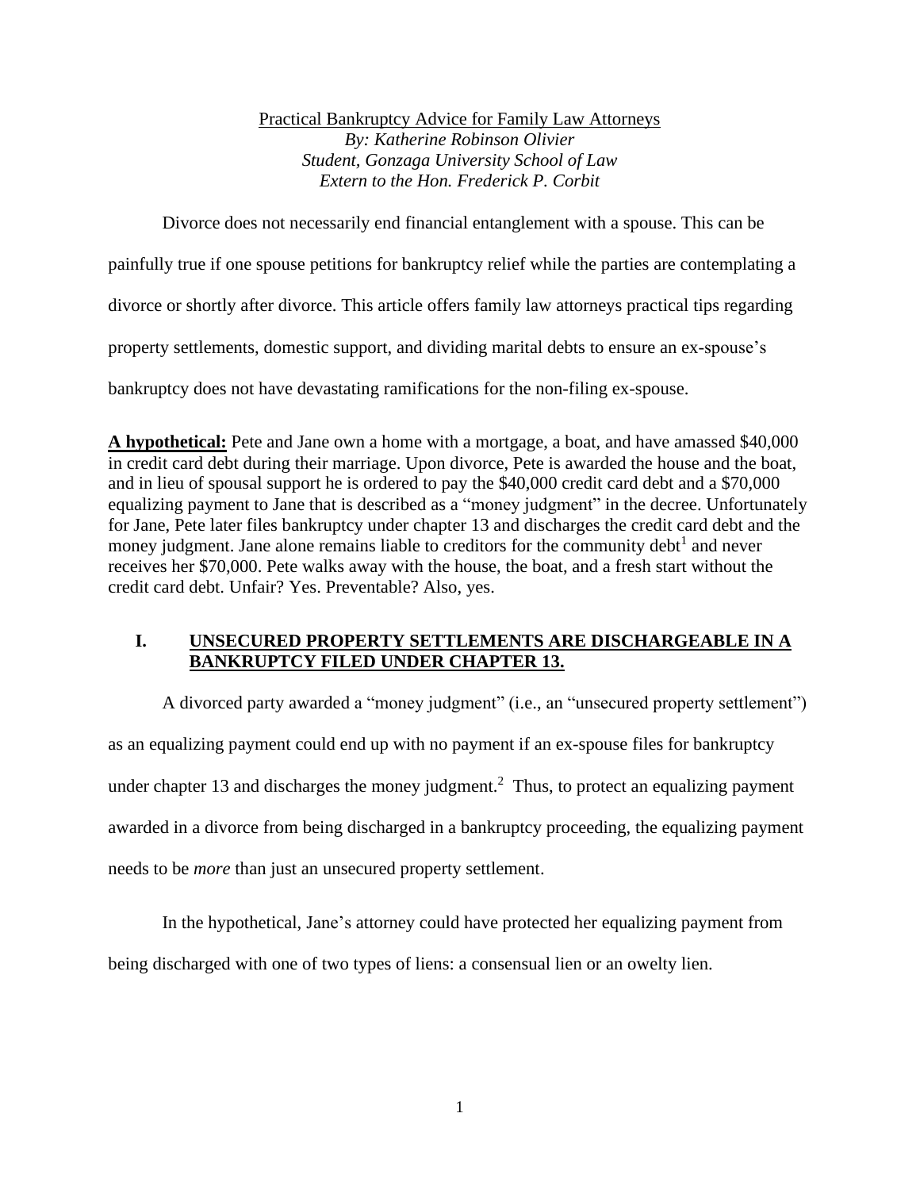# Practical Bankruptcy Advice for Family Law Attorneys

*By: Katherine Robinson Olivier*
*Student, Gonzaga University School of Law*
*Extern to the Hon. Frederick P. Corbit*

Divorce does not necessarily end financial entanglement with a spouse. This can be painfully true if one spouse petitions for bankruptcy relief while the parties are contemplating a divorce or shortly after divorce. This article offers family law attorneys practical tips regarding property settlements, domestic support, and dividing marital debts to ensure an ex-spouse's bankruptcy does not have devastating ramifications for the non-filing ex-spouse.

**A hypothetical:** Pete and Jane own a home with a mortgage, a boat, and have amassed $40,000 in credit card debt during their marriage. Upon divorce, Pete is awarded the house and the boat, and in lieu of spousal support he is ordered to pay the $40,000 credit card debt and a $70,000 equalizing payment to Jane that is described as a "money judgment" in the decree. Unfortunately for Jane, Pete later files bankruptcy under chapter 13 and discharges the credit card debt and the money judgment. Jane alone remains liable to creditors for the community debt[1] and never receives her $70,000. Pete walks away with the house, the boat, and a fresh start without the credit card debt. Unfair? Yes. Preventable? Also, yes.

## I. UNSECURED PROPERTY SETTLEMENTS ARE DISCHARGEABLE IN A BANKRUPTCY FILED UNDER CHAPTER 13.

A divorced party awarded a "money judgment" (i.e., an "unsecured property settlement") as an equalizing payment could end up with no payment if an ex-spouse files for bankruptcy under chapter 13 and discharges the money judgment.[2] Thus, to protect an equalizing payment awarded in a divorce from being discharged in a bankruptcy proceeding, the equalizing payment needs to be *more* than just an unsecured property settlement.

In the hypothetical, Jane's attorney could have protected her equalizing payment from being discharged with one of two types of liens: a consensual lien or an owelty lien.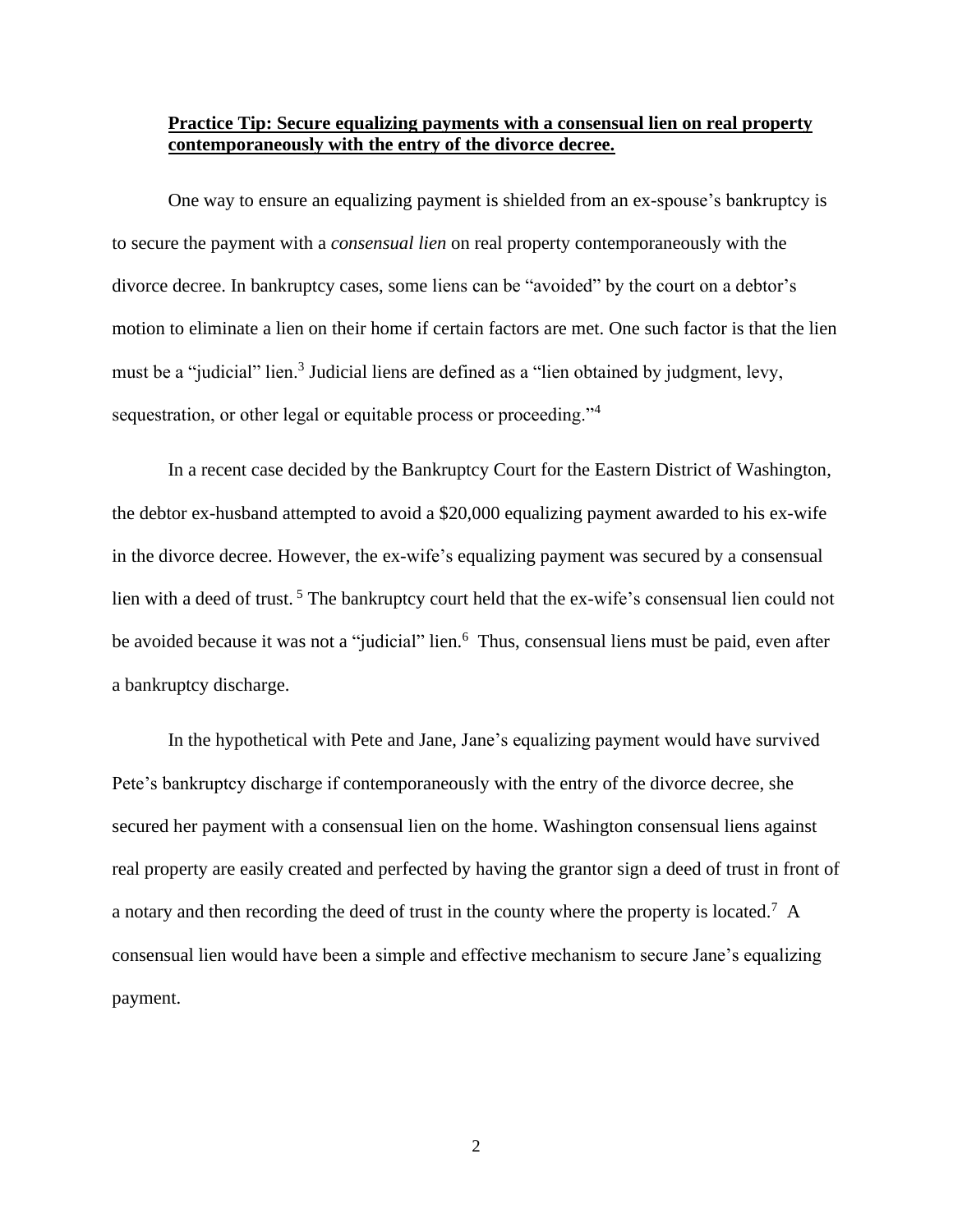**Practice Tip: Secure equalizing payments with a consensual lien on real property contemporaneously with the entry of the divorce decree.**

One way to ensure an equalizing payment is shielded from an ex-spouse's bankruptcy is to secure the payment with a *consensual lien* on real property contemporaneously with the divorce decree. In bankruptcy cases, some liens can be "avoided" by the court on a debtor's motion to eliminate a lien on their home if certain factors are met. One such factor is that the lien must be a "judicial" lien.[3] Judicial liens are defined as a "lien obtained by judgment, levy, sequestration, or other legal or equitable process or proceeding."[4]

In a recent case decided by the Bankruptcy Court for the Eastern District of Washington, the debtor ex-husband attempted to avoid a $20,000 equalizing payment awarded to his ex-wife in the divorce decree. However, the ex-wife's equalizing payment was secured by a consensual lien with a deed of trust.[5] The bankruptcy court held that the ex-wife's consensual lien could not be avoided because it was not a "judicial" lien.[6] Thus, consensual liens must be paid, even after a bankruptcy discharge.

In the hypothetical with Pete and Jane, Jane's equalizing payment would have survived Pete's bankruptcy discharge if contemporaneously with the entry of the divorce decree, she secured her payment with a consensual lien on the home. Washington consensual liens against real property are easily created and perfected by having the grantor sign a deed of trust in front of a notary and then recording the deed of trust in the county where the property is located.[7] A consensual lien would have been a simple and effective mechanism to secure Jane's equalizing payment.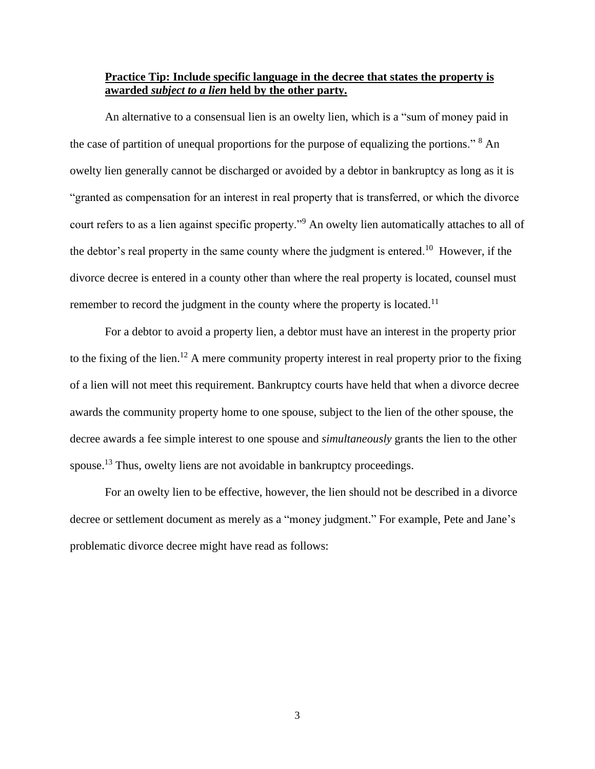**<u>Practice Tip: Include specific language in the decree that states the property is awarded *subject to a lien* held by the other party.</u>**

An alternative to a consensual lien is an owelty lien, which is a "sum of money paid in the case of partition of unequal proportions for the purpose of equalizing the portions." [8] An owelty lien generally cannot be discharged or avoided by a debtor in bankruptcy as long as it is "granted as compensation for an interest in real property that is transferred, or which the divorce court refers to as a lien against specific property."[9] An owelty lien automatically attaches to all of the debtor's real property in the same county where the judgment is entered.[10] However, if the divorce decree is entered in a county other than where the real property is located, counsel must remember to record the judgment in the county where the property is located.[11]

For a debtor to avoid a property lien, a debtor must have an interest in the property prior to the fixing of the lien.[12] A mere community property interest in real property prior to the fixing of a lien will not meet this requirement. Bankruptcy courts have held that when a divorce decree awards the community property home to one spouse, subject to the lien of the other spouse, the decree awards a fee simple interest to one spouse and *simultaneously* grants the lien to the other spouse.[13] Thus, owelty liens are not avoidable in bankruptcy proceedings.

For an owelty lien to be effective, however, the lien should not be described in a divorce decree or settlement document as merely as a "money judgment." For example, Pete and Jane's problematic divorce decree might have read as follows: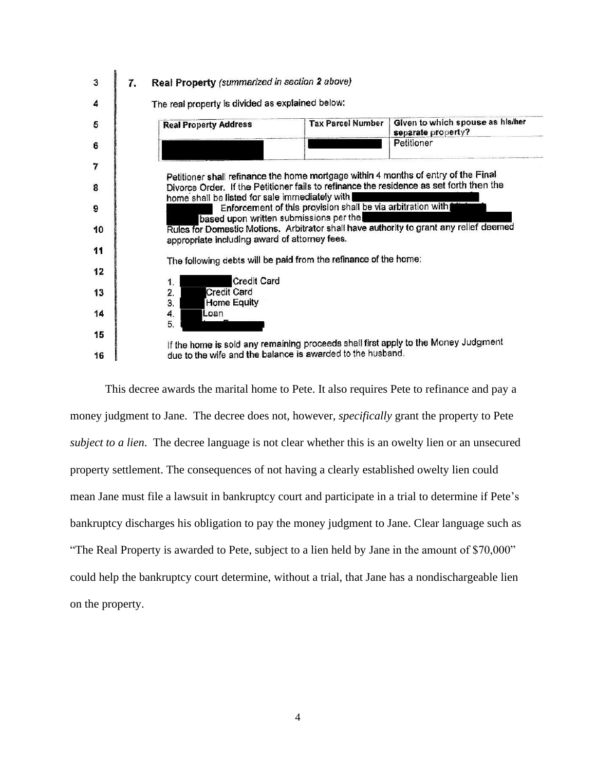**7. Real Property** *(summarized in section 2 above)*

The real property is divided as explained below:

| Real Property Address | Tax Parcel Number | Given to which spouse as his/her separate property? |
|---|---|---|
| | | Petitioner |

Petitioner shall refinance the home mortgage within 4 months of entry of the Final Divorce Order. If the Petitioner fails to refinance the residence as set forth then the home shall be listed for sale immediately with 

Enforcement of this provision shall be via arbitration with based upon written submissions per the Rules for Domestic Motions. Arbitrator shall have authority to grant any relief deemed appropriate including award of attorney fees.

The following debts will be paid from the refinance of the home:

1. Credit Card
2. Credit Card
3. Home Equity
4. Loan
5.

If the home is sold any remaining proceeds shall first apply to the Money Judgment due to the wife and the balance is awarded to the husband.

This decree awards the marital home to Pete. It also requires Pete to refinance and pay a money judgment to Jane. The decree does not, however, *specifically* grant the property to Pete *subject to a lien*. The decree language is not clear whether this is an owelty lien or an unsecured property settlement. The consequences of not having a clearly established owelty lien could mean Jane must file a lawsuit in bankruptcy court and participate in a trial to determine if Pete's bankruptcy discharges his obligation to pay the money judgment to Jane. Clear language such as "The Real Property is awarded to Pete, subject to a lien held by Jane in the amount of $70,000" could help the bankruptcy court determine, without a trial, that Jane has a nondischargeable lien on the property.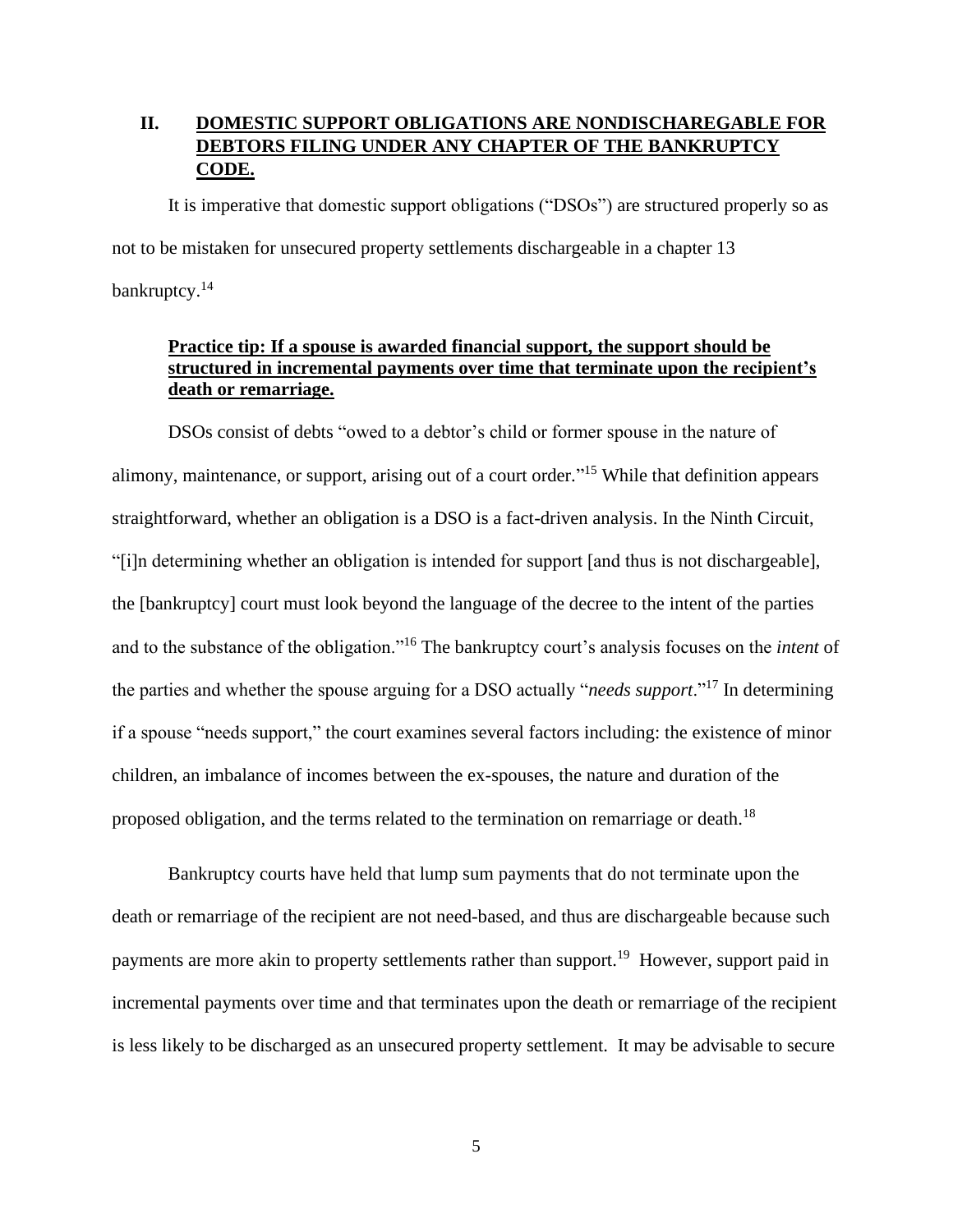## II. DOMESTIC SUPPORT OBLIGATIONS ARE NONDISCHAREGABLE FOR DEBTORS FILING UNDER ANY CHAPTER OF THE BANKRUPTCY CODE.

It is imperative that domestic support obligations ("DSOs") are structured properly so as not to be mistaken for unsecured property settlements dischargeable in a chapter 13 bankruptcy.[14]

**Practice tip: If a spouse is awarded financial support, the support should be structured in incremental payments over time that terminate upon the recipient's death or remarriage.**

DSOs consist of debts "owed to a debtor's child or former spouse in the nature of alimony, maintenance, or support, arising out of a court order."[15] While that definition appears straightforward, whether an obligation is a DSO is a fact-driven analysis. In the Ninth Circuit, "[i]n determining whether an obligation is intended for support [and thus is not dischargeable], the [bankruptcy] court must look beyond the language of the decree to the intent of the parties and to the substance of the obligation."[16] The bankruptcy court's analysis focuses on the *intent* of the parties and whether the spouse arguing for a DSO actually "*needs support*."[17] In determining if a spouse "needs support," the court examines several factors including: the existence of minor children, an imbalance of incomes between the ex-spouses, the nature and duration of the proposed obligation, and the terms related to the termination on remarriage or death.[18]

Bankruptcy courts have held that lump sum payments that do not terminate upon the death or remarriage of the recipient are not need-based, and thus are dischargeable because such payments are more akin to property settlements rather than support.[19] However, support paid in incremental payments over time and that terminates upon the death or remarriage of the recipient is less likely to be discharged as an unsecured property settlement. It may be advisable to secure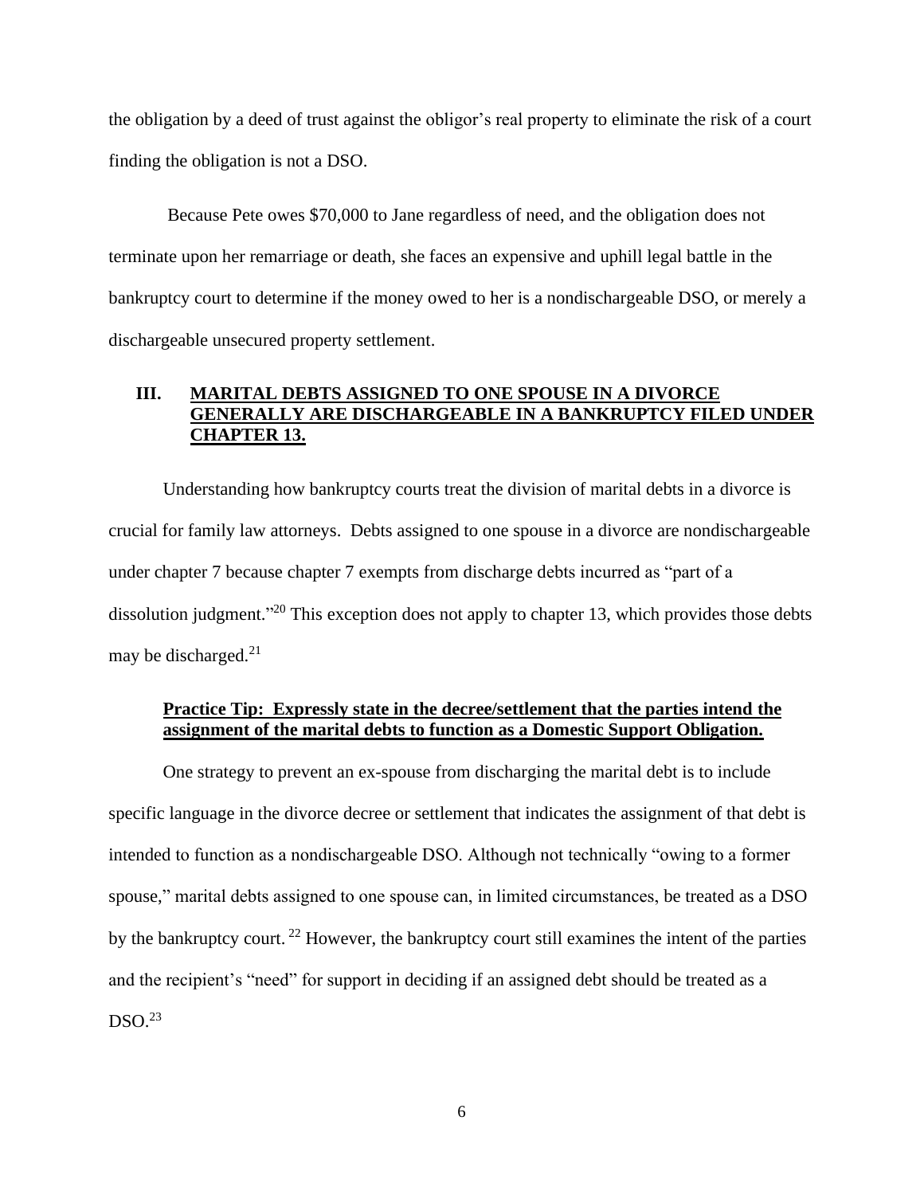the obligation by a deed of trust against the obligor's real property to eliminate the risk of a court finding the obligation is not a DSO.

Because Pete owes $70,000 to Jane regardless of need, and the obligation does not terminate upon her remarriage or death, she faces an expensive and uphill legal battle in the bankruptcy court to determine if the money owed to her is a nondischargeable DSO, or merely a dischargeable unsecured property settlement.

## III. MARITAL DEBTS ASSIGNED TO ONE SPOUSE IN A DIVORCE GENERALLY ARE DISCHARGEABLE IN A BANKRUPTCY FILED UNDER CHAPTER 13.

Understanding how bankruptcy courts treat the division of marital debts in a divorce is crucial for family law attorneys. Debts assigned to one spouse in a divorce are nondischargeable under chapter 7 because chapter 7 exempts from discharge debts incurred as "part of a dissolution judgment."[20] This exception does not apply to chapter 13, which provides those debts may be discharged.[21]

### Practice Tip: Expressly state in the decree/settlement that the parties intend the assignment of the marital debts to function as a Domestic Support Obligation.

One strategy to prevent an ex-spouse from discharging the marital debt is to include specific language in the divorce decree or settlement that indicates the assignment of that debt is intended to function as a nondischargeable DSO. Although not technically "owing to a former spouse," marital debts assigned to one spouse can, in limited circumstances, be treated as a DSO by the bankruptcy court.[22] However, the bankruptcy court still examines the intent of the parties and the recipient's "need" for support in deciding if an assigned debt should be treated as a DSO.[23]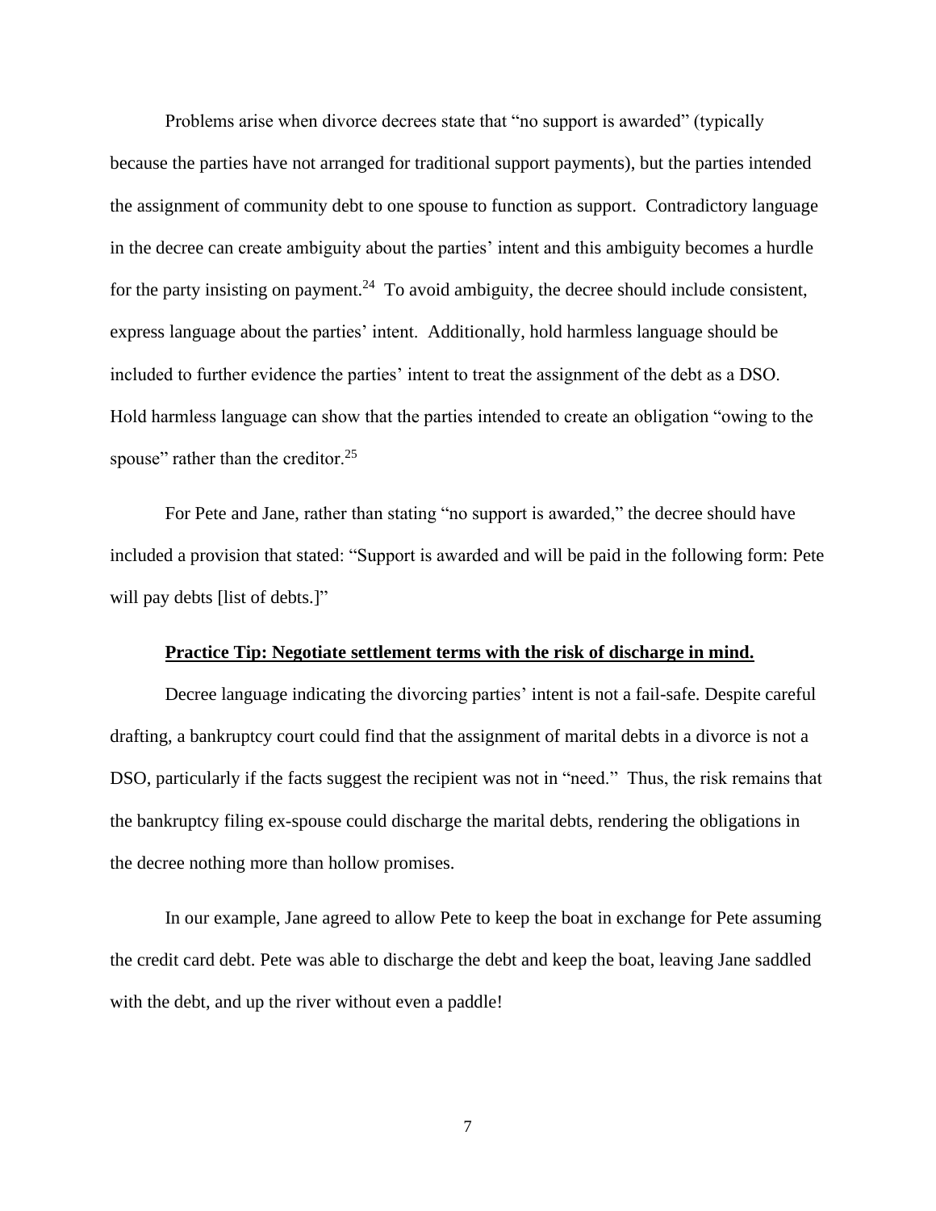Problems arise when divorce decrees state that "no support is awarded" (typically because the parties have not arranged for traditional support payments), but the parties intended the assignment of community debt to one spouse to function as support. Contradictory language in the decree can create ambiguity about the parties' intent and this ambiguity becomes a hurdle for the party insisting on payment.[24] To avoid ambiguity, the decree should include consistent, express language about the parties' intent. Additionally, hold harmless language should be included to further evidence the parties' intent to treat the assignment of the debt as a DSO. Hold harmless language can show that the parties intended to create an obligation "owing to the spouse" rather than the creditor.[25]

For Pete and Jane, rather than stating "no support is awarded," the decree should have included a provision that stated: "Support is awarded and will be paid in the following form: Pete will pay debts [list of debts.]"

**<u>Practice Tip: Negotiate settlement terms with the risk of discharge in mind.</u>**

Decree language indicating the divorcing parties' intent is not a fail-safe. Despite careful drafting, a bankruptcy court could find that the assignment of marital debts in a divorce is not a DSO, particularly if the facts suggest the recipient was not in "need." Thus, the risk remains that the bankruptcy filing ex-spouse could discharge the marital debts, rendering the obligations in the decree nothing more than hollow promises.

In our example, Jane agreed to allow Pete to keep the boat in exchange for Pete assuming the credit card debt. Pete was able to discharge the debt and keep the boat, leaving Jane saddled with the debt, and up the river without even a paddle!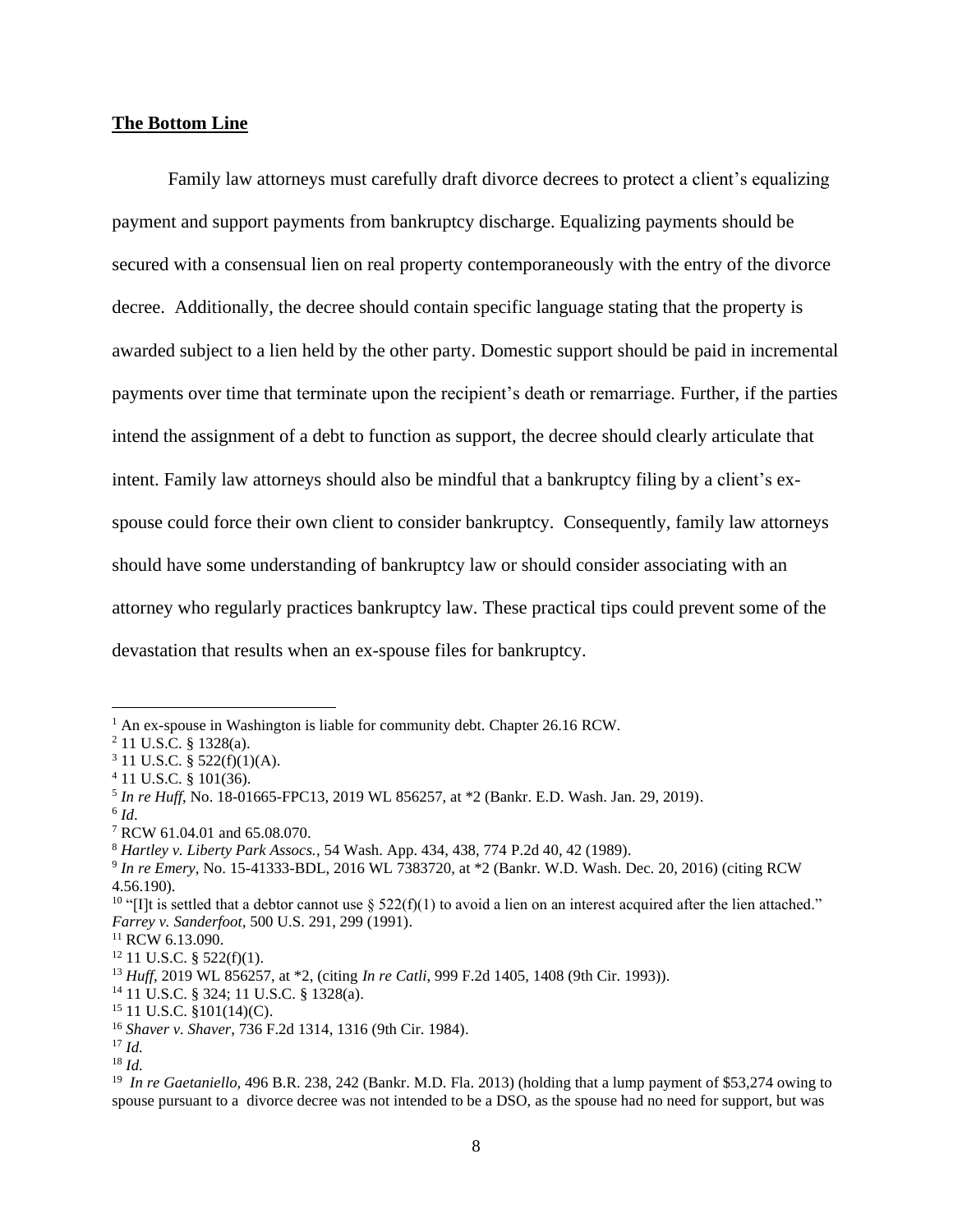**The Bottom Line**

Family law attorneys must carefully draft divorce decrees to protect a client's equalizing payment and support payments from bankruptcy discharge. Equalizing payments should be secured with a consensual lien on real property contemporaneously with the entry of the divorce decree. Additionally, the decree should contain specific language stating that the property is awarded subject to a lien held by the other party. Domestic support should be paid in incremental payments over time that terminate upon the recipient's death or remarriage. Further, if the parties intend the assignment of a debt to function as support, the decree should clearly articulate that intent. Family law attorneys should also be mindful that a bankruptcy filing by a client's ex-spouse could force their own client to consider bankruptcy. Consequently, family law attorneys should have some understanding of bankruptcy law or should consider associating with an attorney who regularly practices bankruptcy law. These practical tips could prevent some of the devastation that results when an ex-spouse files for bankruptcy.

---

[1] An ex-spouse in Washington is liable for community debt. Chapter 26.16 RCW.

[2] 11 U.S.C. § 1328(a).

[3] 11 U.S.C. § 522(f)(1)(A).

[4] 11 U.S.C. § 101(36).

[5] *In re Huff*, No. 18-01665-FPC13, 2019 WL 856257, at *2 (Bankr. E.D. Wash. Jan. 29, 2019).

[6] *Id*.

[7] RCW 61.04.01 and 65.08.070.

[8] *Hartley v. Liberty Park Assocs.*, 54 Wash. App. 434, 438, 774 P.2d 40, 42 (1989).

[9] *In re Emery*, No. 15-41333-BDL, 2016 WL 7383720, at *2 (Bankr. W.D. Wash. Dec. 20, 2016) (citing RCW 4.56.190).

[10] "[I]t is settled that a debtor cannot use § 522(f)(1) to avoid a lien on an interest acquired after the lien attached." *Farrey v. Sanderfoot*, 500 U.S. 291, 299 (1991).

[11] RCW 6.13.090.

[12] 11 U.S.C. § 522(f)(1).

[13] *Huff*, 2019 WL 856257, at *2, (citing *In re Catli*, 999 F.2d 1405, 1408 (9th Cir. 1993)).

[14] 11 U.S.C. § 324; 11 U.S.C. § 1328(a).

[15] 11 U.S.C. §101(14)(C).

[16] *Shaver v. Shaver*, 736 F.2d 1314, 1316 (9th Cir. 1984).

[17] *Id.*

[18] *Id.*

[19] *In re Gaetaniello*, 496 B.R. 238, 242 (Bankr. M.D. Fla. 2013) (holding that a lump payment of $53,274 owing to spouse pursuant to a divorce decree was not intended to be a DSO, as the spouse had no need for support, but was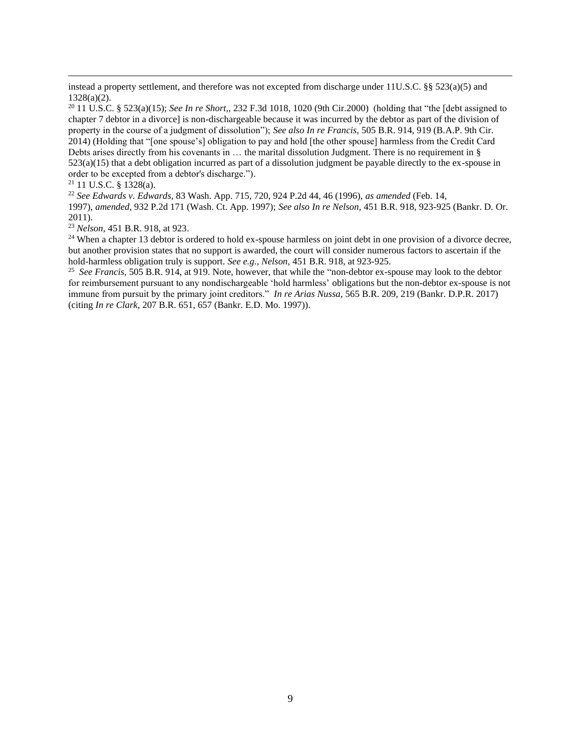instead a property settlement, and therefore was not excepted from discharge under 11U.S.C. §§ 523(a)(5) and 1328(a)(2).

[20] 11 U.S.C. § 523(a)(15); *See In re Short,*, 232 F.3d 1018, 1020 (9th Cir.2000) (holding that "the [debt assigned to chapter 7 debtor in a divorce] is non-dischargeable because it was incurred by the debtor as part of the division of property in the course of a judgment of dissolution"); *See also In re Francis*, 505 B.R. 914, 919 (B.A.P. 9th Cir. 2014) (Holding that "[one spouse's] obligation to pay and hold [the other spouse] harmless from the Credit Card Debts arises directly from his covenants in … the marital dissolution Judgment. There is no requirement in § 523(a)(15) that a debt obligation incurred as part of a dissolution judgment be payable directly to the ex-spouse in order to be excepted from a debtor's discharge.").

[21] 11 U.S.C. § 1328(a).

[22] *See Edwards v. Edwards,* 83 Wash. App. 715, 720, 924 P.2d 44, 46 (1996), *as amended* (Feb. 14, 1997), *amended,* 932 P.2d 171 (Wash. Ct. App. 1997); *See also In re Nelson,* 451 B.R. 918, 923-925 (Bankr. D. Or. 2011).

[23] *Nelson*, 451 B.R. 918, at 923.

[24] When a chapter 13 debtor is ordered to hold ex-spouse harmless on joint debt in one provision of a divorce decree, but another provision states that no support is awarded, the court will consider numerous factors to ascertain if the hold-harmless obligation truly is support. *See e.g., Nelson,* 451 B.R. 918, at 923-925.

[25] *See Francis,* 505 B.R. 914, at 919. Note, however, that while the "non-debtor ex-spouse may look to the debtor for reimbursement pursuant to any nondischargeable 'hold harmless' obligations but the non-debtor ex-spouse is not immune from pursuit by the primary joint creditors." *In re Arias Nussa,* 565 B.R. 209, 219 (Bankr. D.P.R. 2017) (citing *In re Clark*, 207 B.R. 651, 657 (Bankr. E.D. Mo. 1997)).